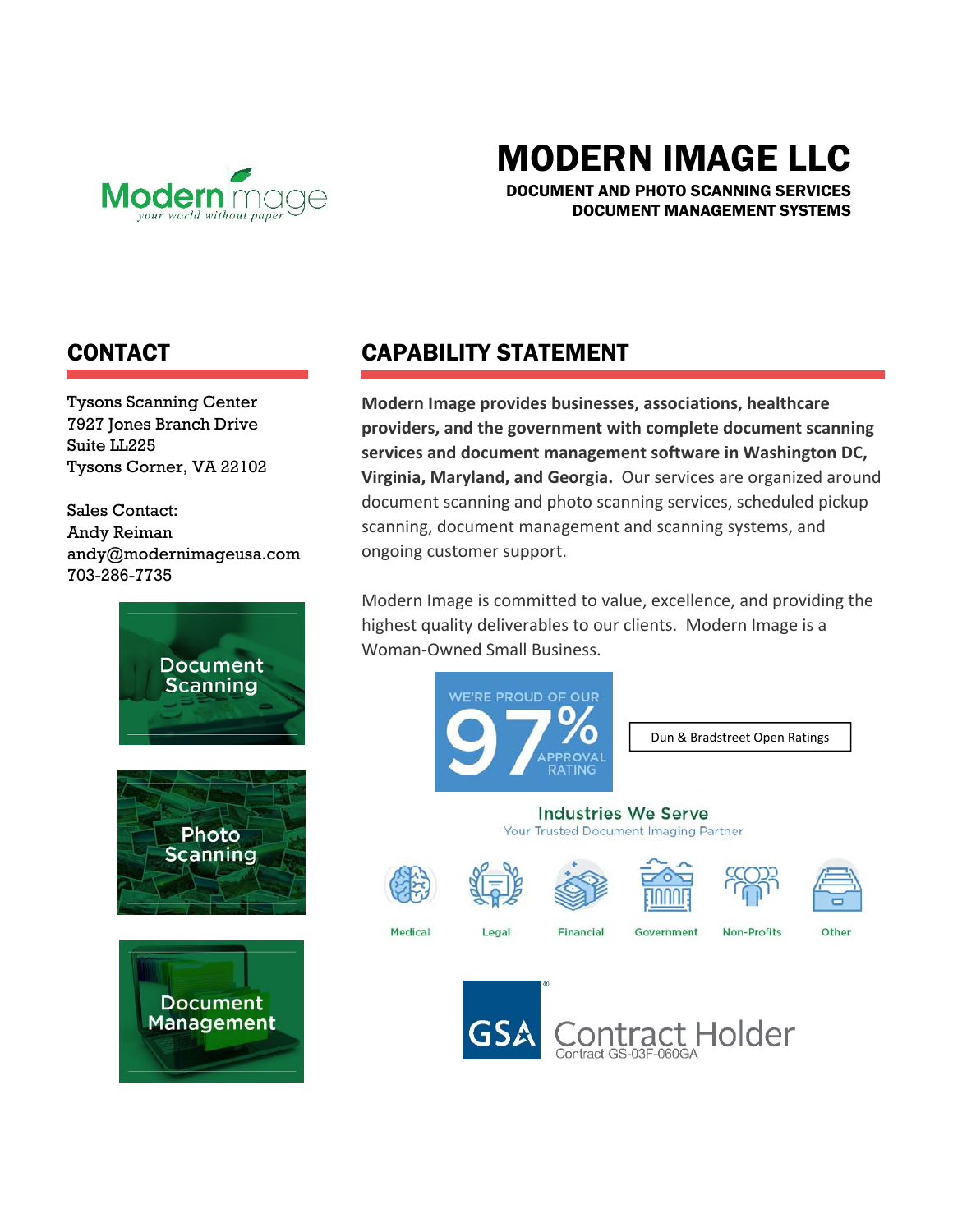# MODERN IMAGE LLC

**DOCUMENT AND PHOTO SCANNING SERVICES**
**DOCUMENT MANAGEMENT SYSTEMS**

## CONTACT

Tysons Scanning Center
7927 Jones Branch Drive
Suite LL225
Tysons Corner, VA 22102

Sales Contact:
Andy Reiman
andy@modernimageusa.com
703-286-7735

Document Scanning

Photo Scanning

Document Management

## CAPABILITY STATEMENT

**Modern Image provides businesses, associations, healthcare providers, and the government with complete document scanning services and document management software in Washington DC, Virginia, Maryland, and Georgia.** Our services are organized around document scanning and photo scanning services, scheduled pickup scanning, document management and scanning systems, and ongoing customer support.

Modern Image is committed to value, excellence, and providing the highest quality deliverables to our clients. Modern Image is a Woman-Owned Small Business.

WE'RE PROUD OF OUR 97% APPROVAL RATING

Dun & Bradstreet Open Ratings

### Industries We Serve

Your Trusted Document Imaging Partner

- Medical
- Legal
- Financial
- Government
- Non-Profits
- Other

GSA Contract Holder
Contract GS-03F-060GA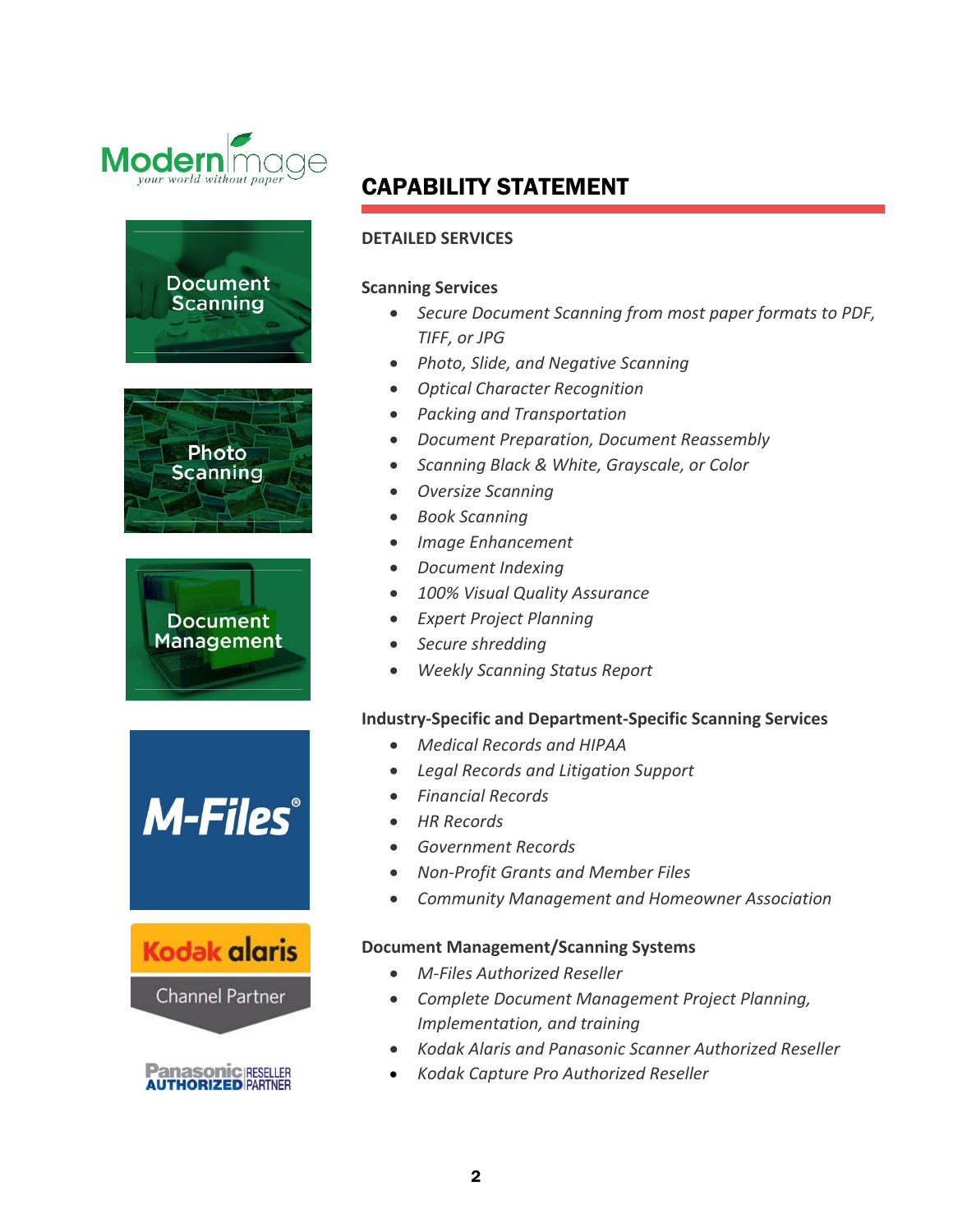# CAPABILITY STATEMENT

## DETAILED SERVICES

### Scanning Services

- *Secure Document Scanning from most paper formats to PDF, TIFF, or JPG*
- *Photo, Slide, and Negative Scanning*
- *Optical Character Recognition*
- *Packing and Transportation*
- *Document Preparation, Document Reassembly*
- *Scanning Black & White, Grayscale, or Color*
- *Oversize Scanning*
- *Book Scanning*
- *Image Enhancement*
- *Document Indexing*
- *100% Visual Quality Assurance*
- *Expert Project Planning*
- *Secure shredding*
- *Weekly Scanning Status Report*

### Industry-Specific and Department-Specific Scanning Services

- *Medical Records and HIPAA*
- *Legal Records and Litigation Support*
- *Financial Records*
- *HR Records*
- *Government Records*
- *Non-Profit Grants and Member Files*
- *Community Management and Homeowner Association*

### Document Management/Scanning Systems

- *M-Files Authorized Reseller*
- *Complete Document Management Project Planning, Implementation, and training*
- *Kodak Alaris and Panasonic Scanner Authorized Reseller*
- *Kodak Capture Pro Authorized Reseller*